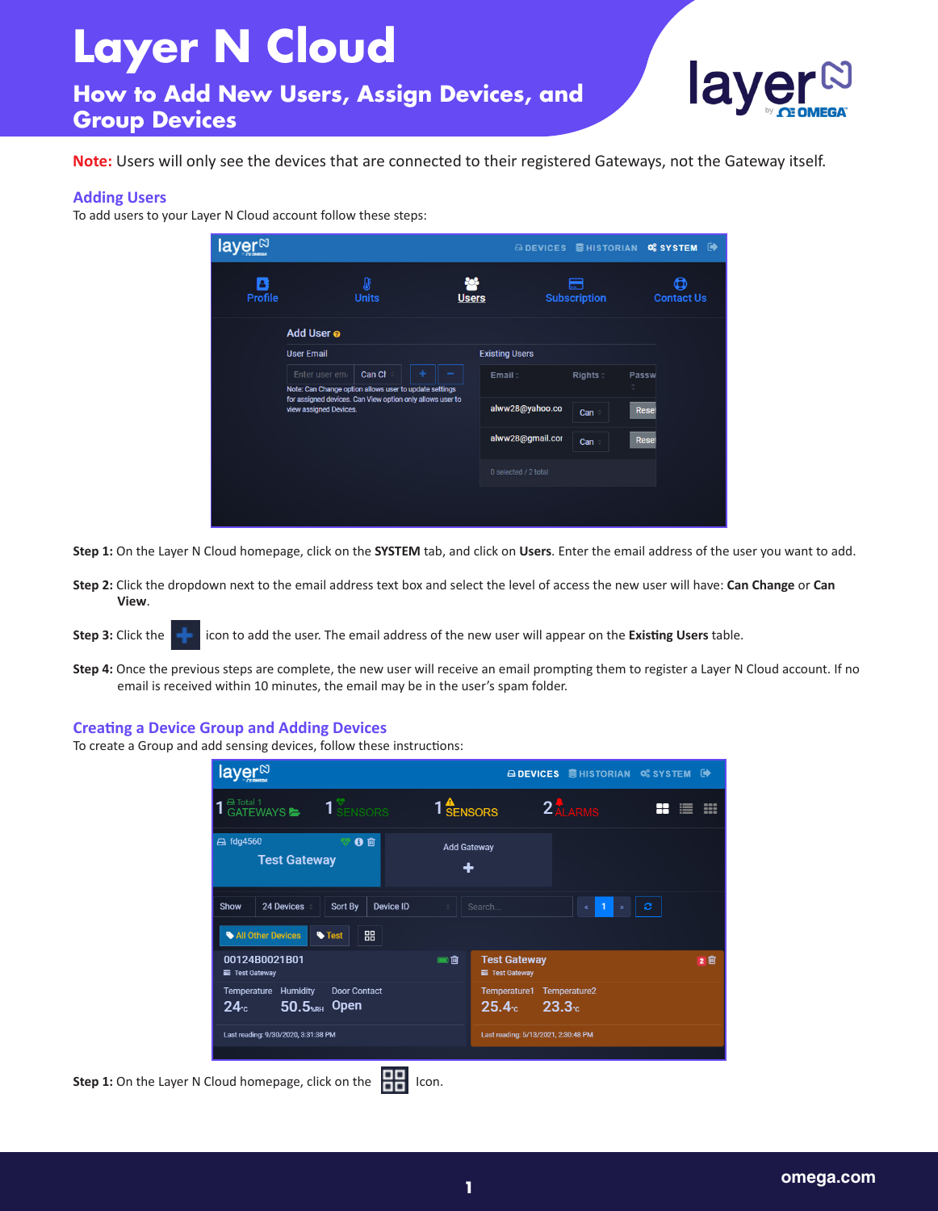# Layer N Cloud

## How to Add New Users, Assign Devices, and Group Devices

**Note:** Users will only see the devices that are connected to their registered Gateways, not the Gateway itself.

### Adding Users

To add users to your Layer N Cloud account follow these steps:

**Step 1:** On the Layer N Cloud homepage, click on the **SYSTEM** tab, and click on **Users**. Enter the email address of the user you want to add.

**Step 2:** Click the dropdown next to the email address text box and select the level of access the new user will have: **Can Change** or **Can View**.

**Step 3:** Click the icon to add the user. The email address of the new user will appear on the **Existing Users** table.

**Step 4:** Once the previous steps are complete, the new user will receive an email prompting them to register a Layer N Cloud account. If no email is received within 10 minutes, the email may be in the user's spam folder.

### Creating a Device Group and Adding Devices

To create a Group and add sensing devices, follow these instructions:

**Step 1:** On the Layer N Cloud homepage, click on the Icon.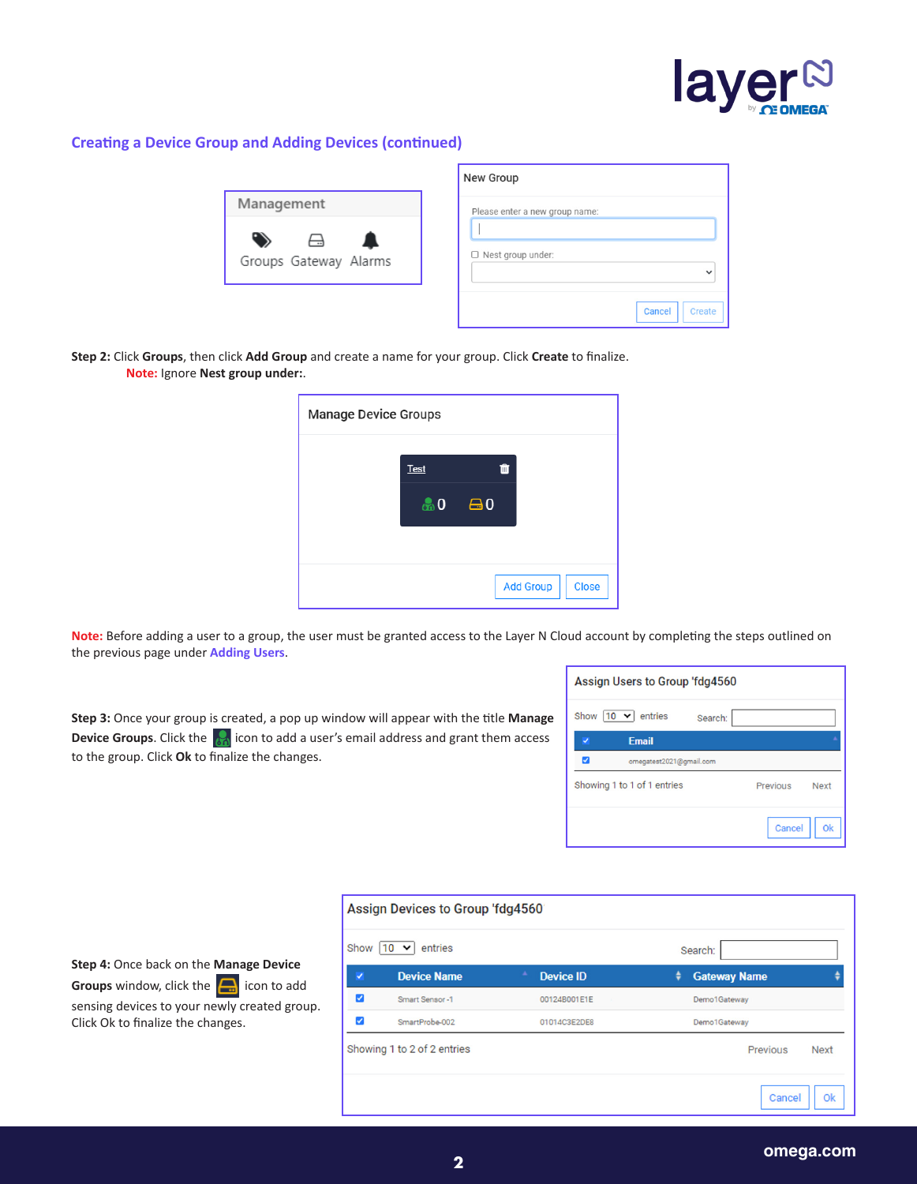## Creating a Device Group and Adding Devices (continued)

**Step 2:** Click **Groups**, then click **Add Group** and create a name for your group. Click **Create** to finalize.

**Note:** Ignore **Nest group under:**.

**Note:** Before adding a user to a group, the user must be granted access to the Layer N Cloud account by completing the steps outlined on the previous page under **Adding Users**.

**Step 3:** Once your group is created, a pop up window will appear with the title **Manage Device Groups**. Click the icon to add a user's email address and grant them access to the group. Click **Ok** to finalize the changes.

**Step 4:** Once back on the **Manage Device Groups** window, click the icon to add sensing devices to your newly created group. Click Ok to finalize the changes.